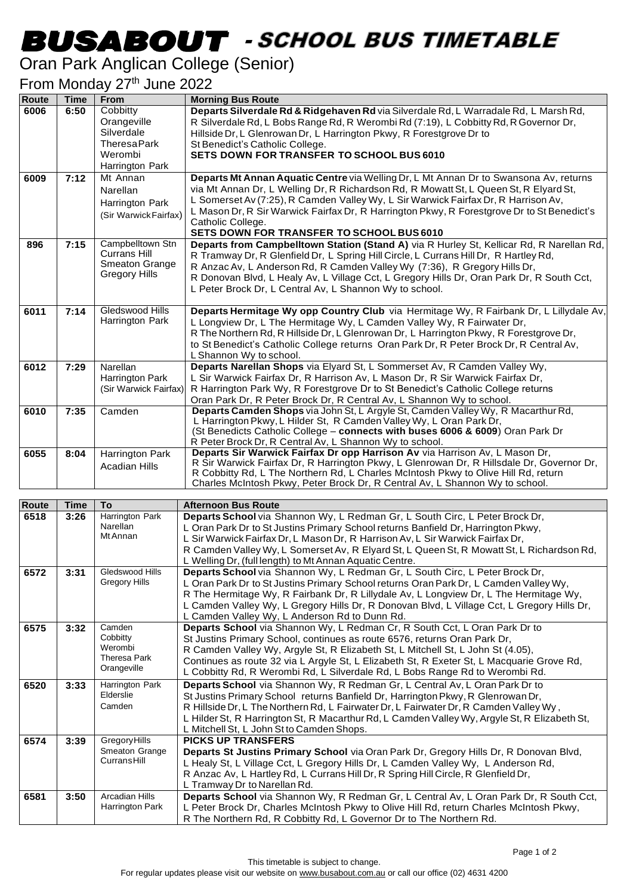# BUSABOUT - SCHOOL BUS TIMETABLE

## Oran Park Anglican College (Senior)

### From Monday 27th June 2022

| Route | Time | From | Morning Bus Route |
|---|---|---|---|
| 6006 | 6:50 | Cobbitty<br>Orangeville<br>Silverdale<br>TheresaPark<br>Werombi<br>Harrington Park | **Departs Silverdale Rd & Ridgehaven Rd** via Silverdale Rd, L Warradale Rd, L Marsh Rd, R Silverdale Rd, L Bobs Range Rd, R Werombi Rd (7:19), L Cobbitty Rd, R Governor Dr, Hillside Dr, L Glenrowan Dr, L Harrington Pkwy, R Forestgrove Dr to St Benedict's Catholic College.<br>**SETS DOWN FOR TRANSFER TO SCHOOL BUS 6010** |
| 6009 | 7:12 | Mt Annan<br>Narellan<br>Harrington Park<br>(Sir Warwick Fairfax) | **Departs Mt Annan Aquatic Centre** via Welling Dr, L Mt Annan Dr to Swansona Av, returns via Mt Annan Dr, L Welling Dr, R Richardson Rd, R Mowatt St, L Queen St, R Elyard St, L Somerset Av (7:25), R Camden Valley Wy, L Sir Warwick Fairfax Dr, R Harrison Av, L Mason Dr, R Sir Warwick Fairfax Dr, R Harrington Pkwy, R Forestgrove Dr to St Benedict's Catholic College.<br>**SETS DOWN FOR TRANSFER TO SCHOOL BUS 6010** |
| 896 | 7:15 | Campbelltown Stn<br>Currans Hill<br>Smeaton Grange<br>Gregory Hills | **Departs from Campbelltown Station (Stand A)** via R Hurley St, Kellicar Rd, R Narellan Rd, R Tramway Dr, R Glenfield Dr, L Spring Hill Circle, L Currans Hill Dr, R Hartley Rd, R Anzac Av, L Anderson Rd, R Camden Valley Wy (7:36), R Gregory Hills Dr, R Donovan Blvd, L Healy Av, L Village Cct, L Gregory Hills Dr, Oran Park Dr, R South Cct, L Peter Brock Dr, L Central Av, L Shannon Wy to school. |
| 6011 | 7:14 | Gledswood Hills<br>Harrington Park | **Departs Hermitage Wy opp Country Club** via Hermitage Wy, R Fairbank Dr, L Lillydale Av, L Longview Dr, L The Hermitage Wy, L Camden Valley Wy, R Fairwater Dr, R The Northern Rd, R Hillside Dr, L Glenrowan Dr, L Harrington Pkwy, R Forestgrove Dr, to St Benedict's Catholic College returns Oran Park Dr, R Peter Brock Dr, R Central Av, L Shannon Wy to school. |
| 6012 | 7:29 | Narellan<br>Harrington Park<br>(Sir Warwick Fairfax) | **Departs Narellan Shops** via Elyard St, L Sommerset Av, R Camden Valley Wy, L Sir Warwick Fairfax Dr, R Harrison Av, L Mason Dr, R Sir Warwick Fairfax Dr, R Harrington Park Wy, R Forestgrove Dr to St Benedict's Catholic College returns Oran Park Dr, R Peter Brock Dr, R Central Av, L Shannon Wy to school. |
| 6010 | 7:35 | Camden | **Departs Camden Shops** via John St, L Argyle St, Camden Valley Wy, R Macarthur Rd, L Harrington Pkwy, L Hilder St, R Camden Valley Wy, L Oran Park Dr, (St Benedicts Catholic College – **connects with buses 6006 & 6009**) Oran Park Dr R Peter Brock Dr, R Central Av, L Shannon Wy to school. |
| 6055 | 8:04 | Harrington Park<br>Acadian Hills | **Departs Sir Warwick Fairfax Dr opp Harrison Av** via Harrison Av, L Mason Dr, R Sir Warwick Fairfax Dr, R Harrington Pkwy, L Glenrowan Dr, R Hillsdale Dr, Governor Dr, R Cobbitty Rd, L The Northern Rd, L Charles McIntosh Pkwy to Olive Hill Rd, return Charles McIntosh Pkwy, Peter Brock Dr, R Central Av, L Shannon Wy to school. |

| Route | Time | To | Afternoon Bus Route |
|---|---|---|---|
| 6518 | 3:26 | Harrington Park<br>Narellan<br>Mt Annan | **Departs School** via Shannon Wy, L Redman Gr, L South Circ, L Peter Brock Dr, L Oran Park Dr to St Justins Primary School returns Banfield Dr, Harrington Pkwy, L Sir Warwick Fairfax Dr, L Mason Dr, R Harrison Av, L Sir Warwick Fairfax Dr, R Camden Valley Wy, L Somerset Av, R Elyard St, L Queen St, R Mowatt St, L Richardson Rd, L Welling Dr, (full length) to Mt Annan Aquatic Centre. |
| 6572 | 3:31 | Gledswood Hills<br>Gregory Hills | **Departs School** via Shannon Wy, L Redman Gr, L South Circ, L Peter Brock Dr, L Oran Park Dr to St Justins Primary School returns Oran Park Dr, L Camden Valley Wy, R The Hermitage Wy, R Fairbank Dr, R Lillydale Av, L Longview Dr, L The Hermitage Wy, L Camden Valley Wy, L Gregory Hills Dr, R Donovan Blvd, L Village Cct, L Gregory Hills Dr, L Camden Valley Wy, L Anderson Rd to Dunn Rd. |
| 6575 | 3:32 | Camden<br>Cobbitty<br>Werombi<br>Theresa Park<br>Orangeville | **Departs School** via Shannon Wy, L Redman Cr, R South Cct, L Oran Park Dr to St Justins Primary School, continues as route 6576, returns Oran Park Dr, R Camden Valley Wy, Argyle St, R Elizabeth St, L Mitchell St, L John St (4.05), Continues as route 32 via L Argyle St, L Elizabeth St, R Exeter St, L Macquarie Grove Rd, L Cobbitty Rd, R Werombi Rd, L Silverdale Rd, L Bobs Range Rd to Werombi Rd. |
| 6520 | 3:33 | Harrington Park<br>Elderslie<br>Camden | **Departs School** via Shannon Wy, R Redman Gr, L Central Av, L Oran Park Dr to St Justins Primary School returns Banfield Dr, Harrington Pkwy, R Glenrowan Dr, R Hillside Dr, L The Northern Rd, L Fairwater Dr, L Fairwater Dr, R Camden Valley Wy, L Hilder St, R Harrington St, R Macarthur Rd, L Camden Valley Wy, Argyle St, R Elizabeth St, L Mitchell St, L John St to Camden Shops. |
| 6574 | 3:39 | Gregory Hills<br>Smeaton Grange<br>Currans Hill | **PICKS UP TRANSFERS**<br>**Departs St Justins Primary School** via Oran Park Dr, Gregory Hills Dr, R Donovan Blvd, L Healy St, L Village Cct, L Gregory Hills Dr, L Camden Valley Wy, L Anderson Rd, R Anzac Av, L Hartley Rd, L Currans Hill Dr, R Spring Hill Circle, R Glenfield Dr, L Tramway Dr to Narellan Rd. |
| 6581 | 3:50 | Arcadian Hills<br>Harrington Park | **Departs School** via Shannon Wy, R Redman Gr, L Central Av, L Oran Park Dr, R South Cct, L Peter Brock Dr, Charles McIntosh Pkwy to Olive Hill Rd, return Charles McIntosh Pkwy, R The Northern Rd, R Cobbitty Rd, L Governor Dr to The Northern Rd. |

This timetable is subject to change.
For regular updates please visit our website on www.busabout.com.au or call our office (02) 4631 4200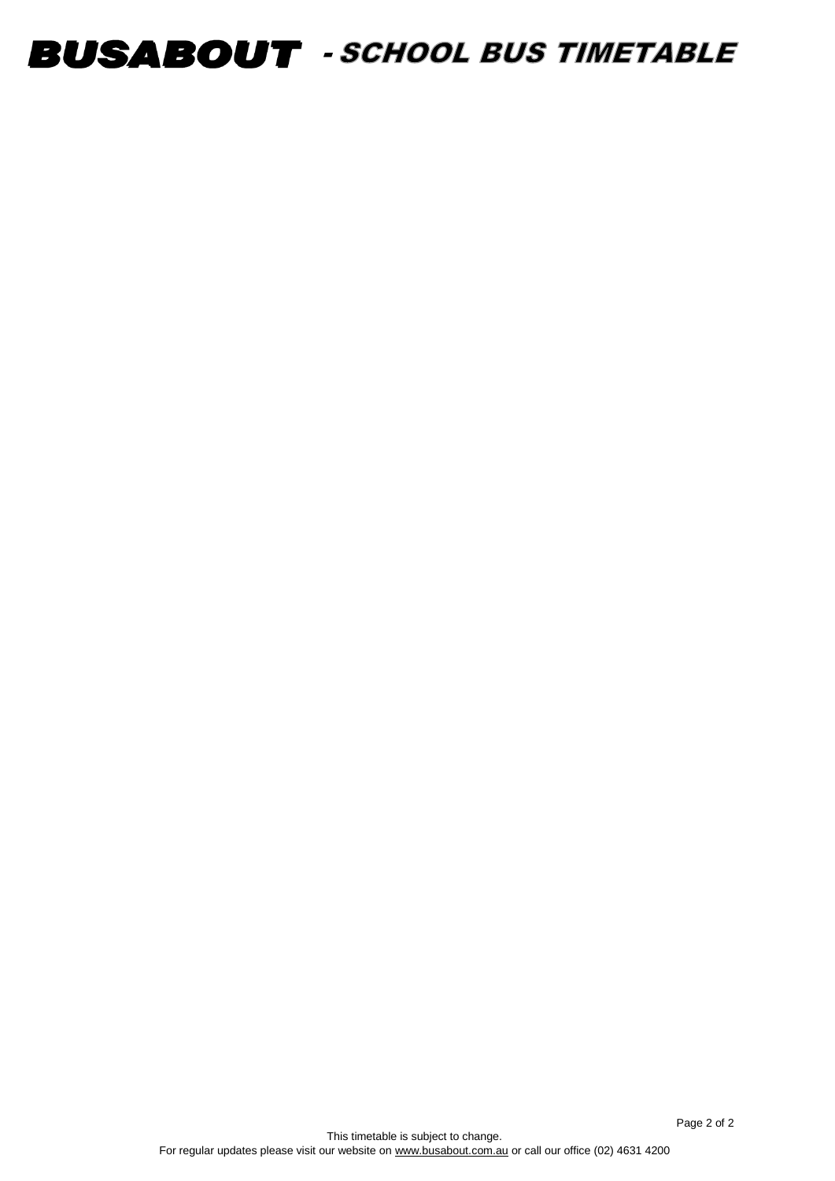# BUSABOUT - SCHOOL BUS TIMETABLE

This timetable is subject to change.
For regular updates please visit our website on www.busabout.com.au or call our office (02) 4631 4200